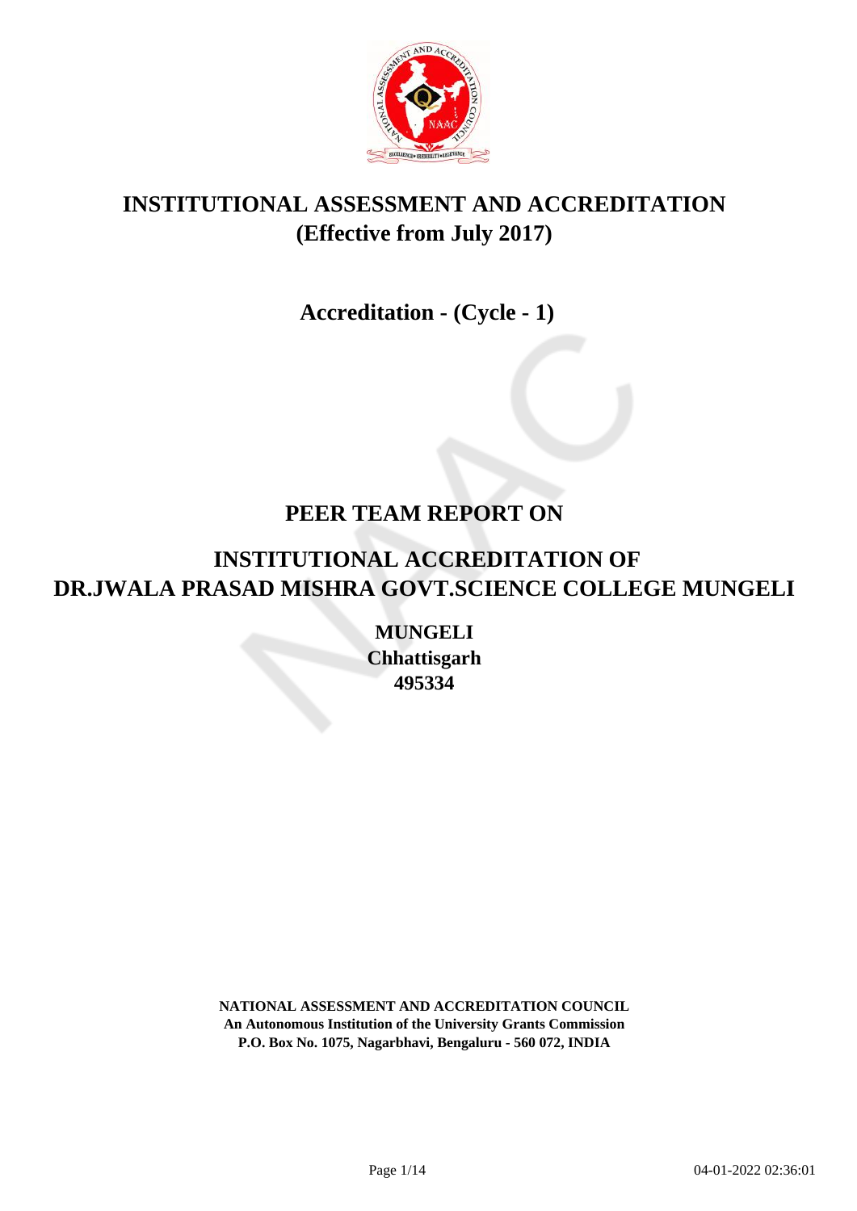# INSTITUTIONAL ASSESSMENT AND ACCREDITATION
# (Effective from July 2017)

## Accreditation - (Cycle - 1)

# PEER TEAM REPORT ON

# INSTITUTIONAL ACCREDITATION OF DR.JWALA PRASAD MISHRA GOVT.SCIENCE COLLEGE MUNGELI

**MUNGELI**
**Chhattisgarh**
**495334**

**NATIONAL ASSESSMENT AND ACCREDITATION COUNCIL**
**An Autonomous Institution of the University Grants Commission**
**P.O. Box No. 1075, Nagarbhavi, Bengaluru - 560 072, INDIA**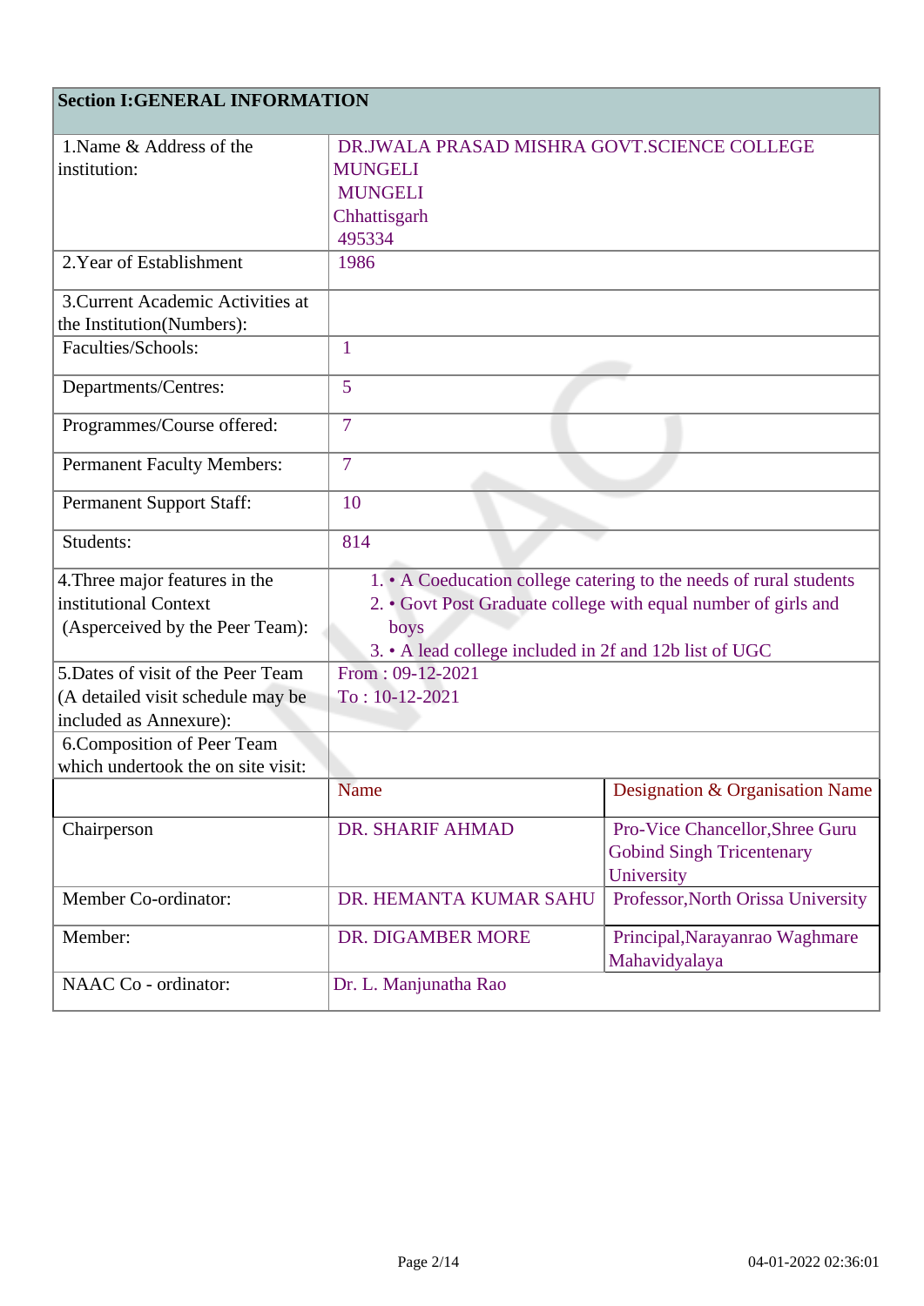## Section I:GENERAL INFORMATION

| | | |
|---|---|---|
| 1.Name & Address of the institution: | DR.JWALA PRASAD MISHRA GOVT.SCIENCE COLLEGE MUNGELI<br>MUNGELI<br>Chhattisgarh<br>495334 | |
| 2.Year of Establishment | 1986 | |
| 3.Current Academic Activities at the Institution(Numbers): | | |
| Faculties/Schools: | 1 | |
| Departments/Centres: | 5 | |
| Programmes/Course offered: | 7 | |
| Permanent Faculty Members: | 7 | |
| Permanent Support Staff: | 10 | |
| Students: | 814 | |
| 4.Three major features in the institutional Context (Asperceived by the Peer Team): | 1. • A Coeducation college catering to the needs of rural students<br>2. • Govt Post Graduate college with equal number of girls and boys<br>3. • A lead college included in 2f and 12b list of UGC | |
| 5.Dates of visit of the Peer Team (A detailed visit schedule may be included as Annexure): | From : 09-12-2021<br>To : 10-12-2021 | |
| 6.Composition of Peer Team which undertook the on site visit: | | |
| | Name | Designation & Organisation Name |
| Chairperson | DR. SHARIF AHMAD | Pro-Vice Chancellor,Shree Guru Gobind Singh Tricentenary University |
| Member Co-ordinator: | DR. HEMANTA KUMAR SAHU | Professor,North Orissa University |
| Member: | DR. DIGAMBER MORE | Principal,Narayanrao Waghmare Mahavidyalaya |
| NAAC Co - ordinator: | Dr. L. Manjunatha Rao | |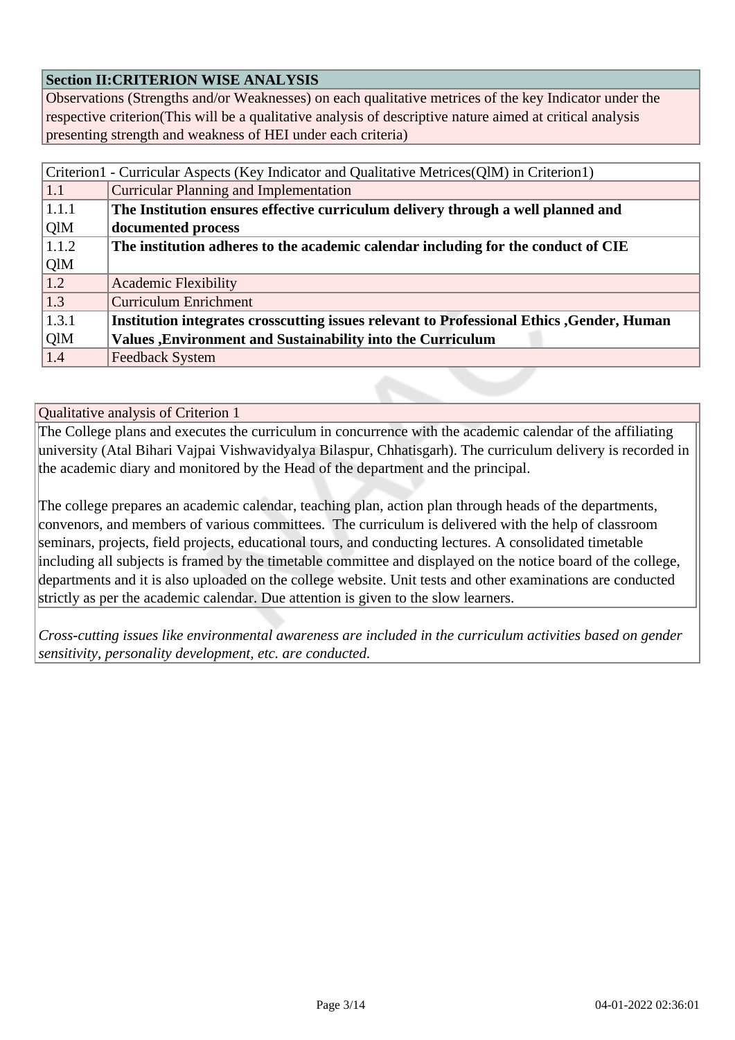| Section II:CRITERION WISE ANALYSIS |
|---|
| Observations (Strengths and/or Weaknesses) on each qualitative metrices of the key Indicator under the respective criterion(This will be a qualitative analysis of descriptive nature aimed at critical analysis presenting strength and weakness of HEI under each criteria) |

| Criterion1 - Curricular Aspects (Key Indicator and Qualitative Metrices(QlM) in Criterion1) | |
|---|---|
| 1.1 | Curricular Planning and Implementation |
| 1.1.1 QlM | **The Institution ensures effective curriculum delivery through a well planned and documented process** |
| 1.1.2 QlM | **The institution adheres to the academic calendar including for the conduct of CIE** |
| 1.2 | Academic Flexibility |
| 1.3 | Curriculum Enrichment |
| 1.3.1 QlM | **Institution integrates crosscutting issues relevant to Professional Ethics ,Gender, Human Values ,Environment and Sustainability into the Curriculum** |
| 1.4 | Feedback System |

Qualitative analysis of Criterion 1

The College plans and executes the curriculum in concurrence with the academic calendar of the affiliating university (Atal Bihari Vajpai Vishwavidyalya Bilaspur, Chhatisgarh). The curriculum delivery is recorded in the academic diary and monitored by the Head of the department and the principal.

The college prepares an academic calendar, teaching plan, action plan through heads of the departments, convenors, and members of various committees. The curriculum is delivered with the help of classroom seminars, projects, field projects, educational tours, and conducting lectures. A consolidated timetable including all subjects is framed by the timetable committee and displayed on the notice board of the college, departments and it is also uploaded on the college website. Unit tests and other examinations are conducted strictly as per the academic calendar. Due attention is given to the slow learners.

*Cross-cutting issues like environmental awareness are included in the curriculum activities based on gender sensitivity, personality development, etc. are conducted.*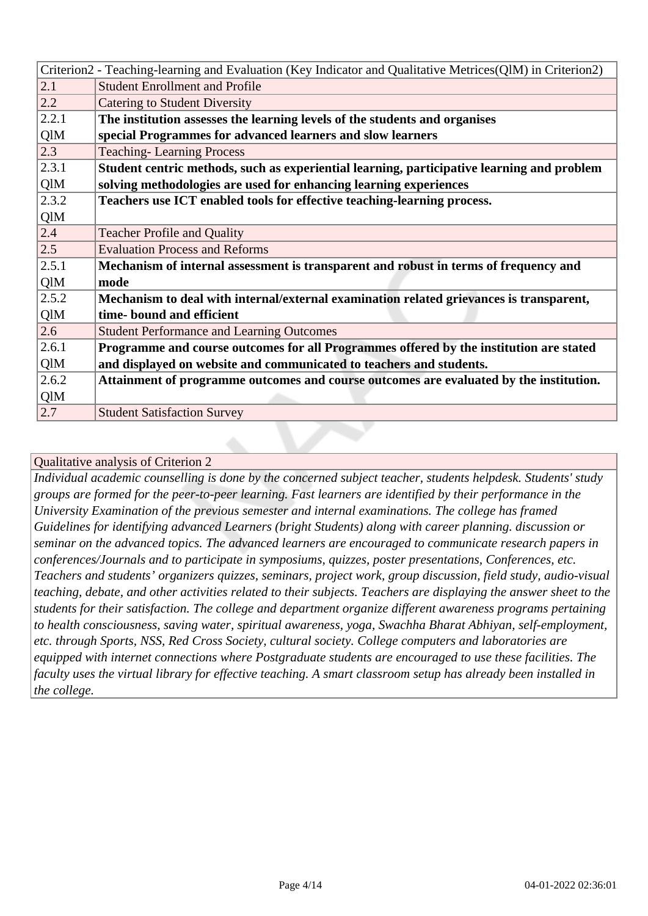| Criterion2 - Teaching-learning and Evaluation (Key Indicator and Qualitative Metrices(QlM) in Criterion2) | |
|---|---|
| 2.1 | Student Enrollment and Profile |
| 2.2 | Catering to Student Diversity |
| 2.2.1 QlM | **The institution assesses the learning levels of the students and organises special Programmes for advanced learners and slow learners** |
| 2.3 | Teaching- Learning Process |
| 2.3.1 QlM | **Student centric methods, such as experiential learning, participative learning and problem solving methodologies are used for enhancing learning experiences** |
| 2.3.2 QlM | **Teachers use ICT enabled tools for effective teaching-learning process.** |
| 2.4 | Teacher Profile and Quality |
| 2.5 | Evaluation Process and Reforms |
| 2.5.1 QlM | **Mechanism of internal assessment is transparent and robust in terms of frequency and mode** |
| 2.5.2 QlM | **Mechanism to deal with internal/external examination related grievances is transparent, time- bound and efficient** |
| 2.6 | Student Performance and Learning Outcomes |
| 2.6.1 QlM | **Programme and course outcomes for all Programmes offered by the institution are stated and displayed on website and communicated to teachers and students.** |
| 2.6.2 QlM | **Attainment of programme outcomes and course outcomes are evaluated by the institution.** |
| 2.7 | Student Satisfaction Survey |

| Qualitative analysis of Criterion 2 |
|---|
| *Individual academic counselling is done by the concerned subject teacher, students helpdesk. Students' study groups are formed for the peer-to-peer learning. Fast learners are identified by their performance in the University Examination of the previous semester and internal examinations. The college has framed Guidelines for identifying advanced Learners (bright Students) along with career planning. discussion or seminar on the advanced topics. The advanced learners are encouraged to communicate research papers in conferences/Journals and to participate in symposiums, quizzes, poster presentations, Conferences, etc. Teachers and students' organizers quizzes, seminars, project work, group discussion, field study, audio-visual teaching, debate, and other activities related to their subjects. Teachers are displaying the answer sheet to the students for their satisfaction. The college and department organize different awareness programs pertaining to health consciousness, saving water, spiritual awareness, yoga, Swachha Bharat Abhiyan, self-employment, etc. through Sports, NSS, Red Cross Society, cultural society. College computers and laboratories are equipped with internet connections where Postgraduate students are encouraged to use these facilities. The faculty uses the virtual library for effective teaching. A smart classroom setup has already been installed in the college.* |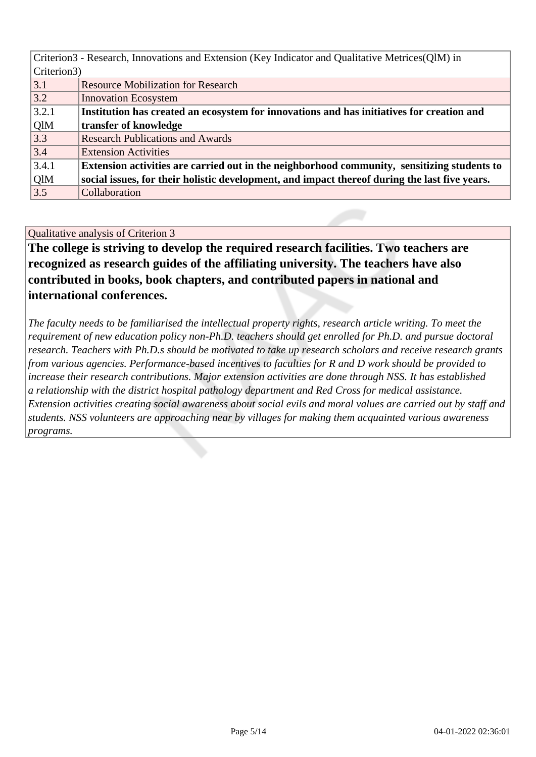| Criterion3 - Research, Innovations and Extension (Key Indicator and Qualitative Metrices(QlM) in Criterion3) | |
|---|---|
| 3.1 | Resource Mobilization for Research |
| 3.2 | Innovation Ecosystem |
| 3.2.1 QlM | **Institution has created an ecosystem for innovations and has initiatives for creation and transfer of knowledge** |
| 3.3 | Research Publications and Awards |
| 3.4 | Extension Activities |
| 3.4.1 QlM | **Extension activities are carried out in the neighborhood community, sensitizing students to social issues, for their holistic development, and impact thereof during the last five years.** |
| 3.5 | Collaboration |

Qualitative analysis of Criterion 3

**The college is striving to develop the required research facilities. Two teachers are recognized as research guides of the affiliating university. The teachers have also contributed in books, book chapters, and contributed papers in national and international conferences.**

*The faculty needs to be familiarised the intellectual property rights, research article writing. To meet the requirement of new education policy non-Ph.D. teachers should get enrolled for Ph.D. and pursue doctoral research. Teachers with Ph.D.s should be motivated to take up research scholars and receive research grants from various agencies. Performance-based incentives to faculties for R and D work should be provided to increase their research contributions. Major extension activities are done through NSS. It has established a relationship with the district hospital pathology department and Red Cross for medical assistance. Extension activities creating social awareness about social evils and moral values are carried out by staff and students. NSS volunteers are approaching near by villages for making them acquainted various awareness programs.*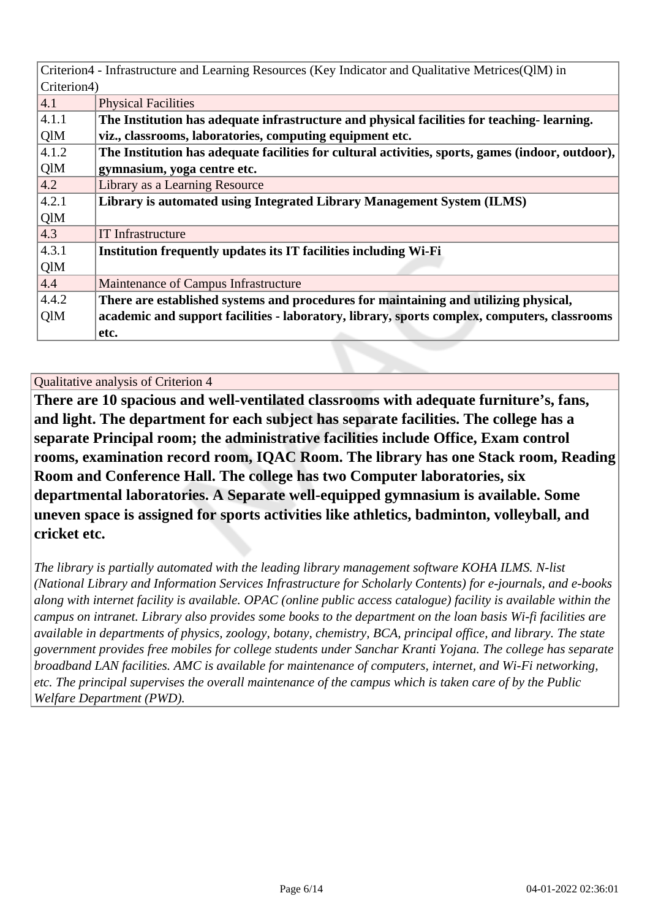| Criterion4 - Infrastructure and Learning Resources (Key Indicator and Qualitative Metrices(QlM) in Criterion4) | |
|---|---|
| 4.1 | Physical Facilities |
| 4.1.1 QlM | **The Institution has adequate infrastructure and physical facilities for teaching- learning. viz., classrooms, laboratories, computing equipment etc.** |
| 4.1.2 QlM | **The Institution has adequate facilities for cultural activities, sports, games (indoor, outdoor), gymnasium, yoga centre etc.** |
| 4.2 | Library as a Learning Resource |
| 4.2.1 QlM | **Library is automated using Integrated Library Management System (ILMS)** |
| 4.3 | IT Infrastructure |
| 4.3.1 QlM | **Institution frequently updates its IT facilities including Wi-Fi** |
| 4.4 | Maintenance of Campus Infrastructure |
| 4.4.2 QlM | **There are established systems and procedures for maintaining and utilizing physical, academic and support facilities - laboratory, library, sports complex, computers, classrooms etc.** |

Qualitative analysis of Criterion 4

**There are 10 spacious and well-ventilated classrooms with adequate furniture's, fans, and light. The department for each subject has separate facilities. The college has a separate Principal room; the administrative facilities include Office, Exam control rooms, examination record room, IQAC Room. The library has one Stack room, Reading Room and Conference Hall. The college has two Computer laboratories, six departmental laboratories. A Separate well-equipped gymnasium is available. Some uneven space is assigned for sports activities like athletics, badminton, volleyball, and cricket etc.**

*The library is partially automated with the leading library management software KOHA ILMS. N-list (National Library and Information Services Infrastructure for Scholarly Contents) for e-journals, and e-books along with internet facility is available. OPAC (online public access catalogue) facility is available within the campus on intranet. Library also provides some books to the department on the loan basis Wi-fi facilities are available in departments of physics, zoology, botany, chemistry, BCA, principal office, and library. The state government provides free mobiles for college students under Sanchar Kranti Yojana. The college has separate broadband LAN facilities. AMC is available for maintenance of computers, internet, and Wi-Fi networking, etc. The principal supervises the overall maintenance of the campus which is taken care of by the Public Welfare Department (PWD).*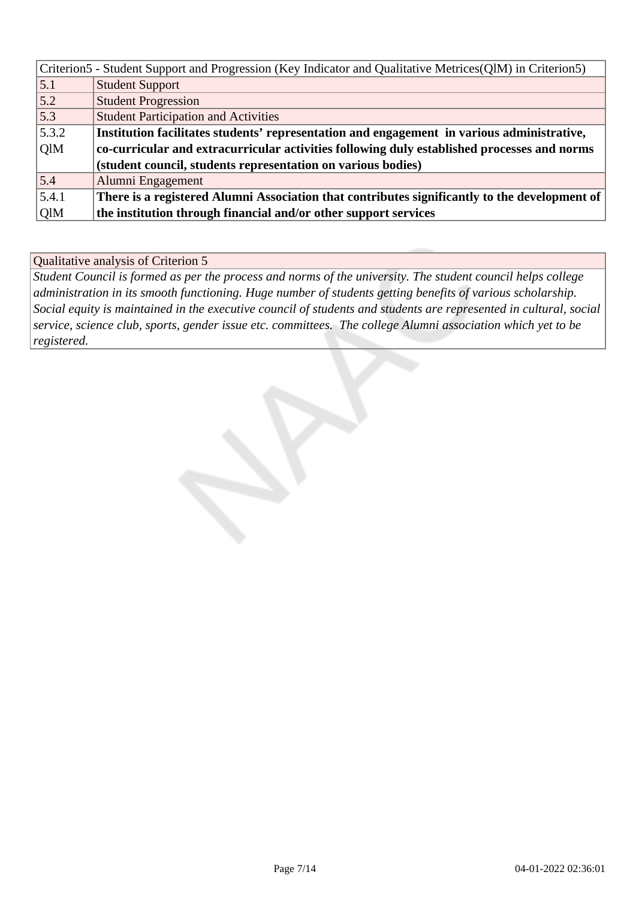| Criterion5 - Student Support and Progression (Key Indicator and Qualitative Metrices(QlM) in Criterion5) | |
|---|---|
| 5.1 | Student Support |
| 5.2 | Student Progression |
| 5.3 | Student Participation and Activities |
| 5.3.2 QlM | **Institution facilitates students' representation and engagement in various administrative, co-curricular and extracurricular activities following duly established processes and norms (student council, students representation on various bodies)** |
| 5.4 | Alumni Engagement |
| 5.4.1 QlM | **There is a registered Alumni Association that contributes significantly to the development of the institution through financial and/or other support services** |

| Qualitative analysis of Criterion 5 |
|---|
| *Student Council is formed as per the process and norms of the university. The student council helps college administration in its smooth functioning. Huge number of students getting benefits of various scholarship. Social equity is maintained in the executive council of students and students are represented in cultural, social service, science club, sports, gender issue etc. committees. The college Alumni association which yet to be registered.* |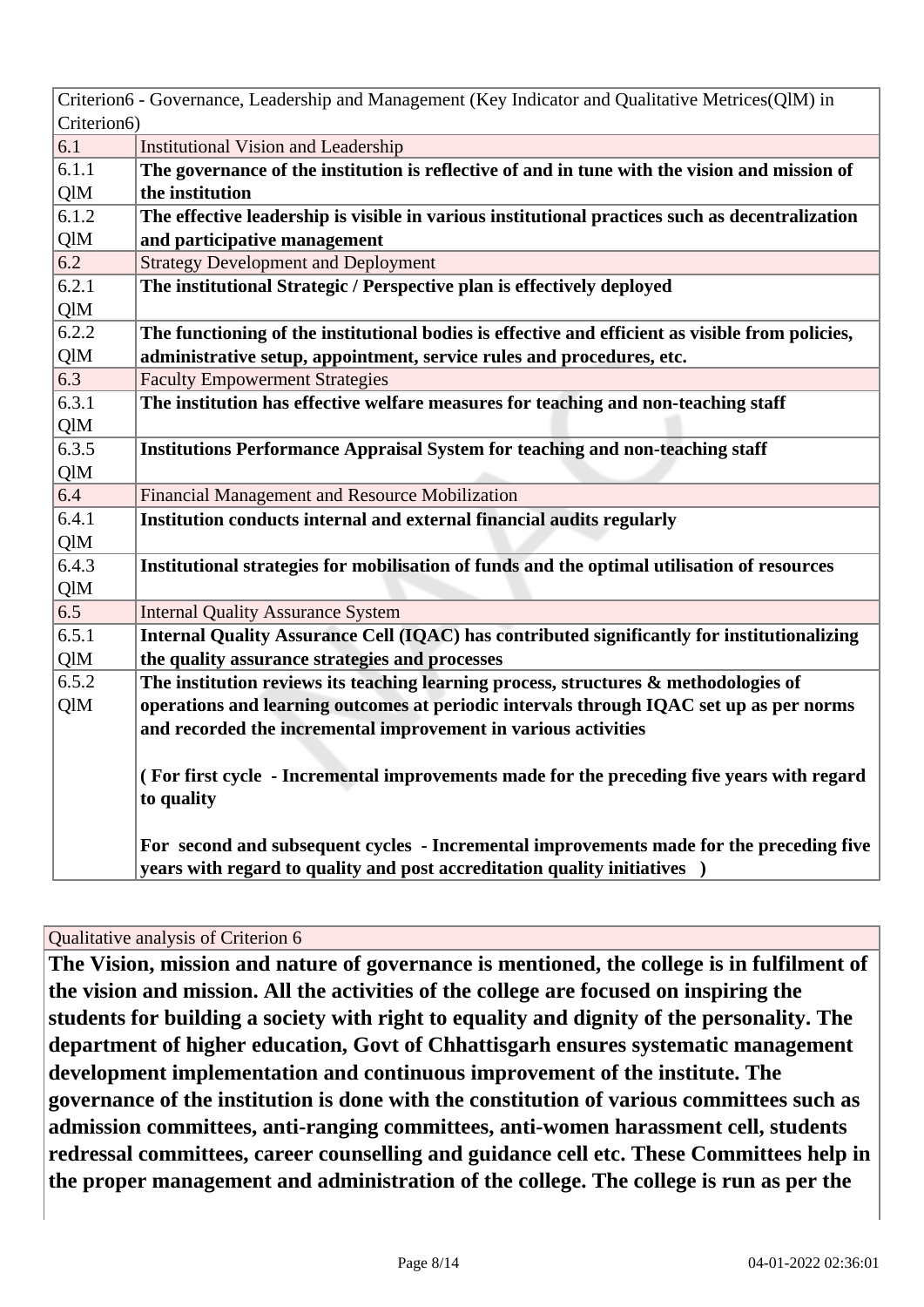| Criterion6 - Governance, Leadership and Management (Key Indicator and Qualitative Metrices(QlM) in Criterion6) | |
|---|---|
| 6.1 | Institutional Vision and Leadership |
| 6.1.1 QlM | **The governance of the institution is reflective of and in tune with the vision and mission of the institution** |
| 6.1.2 QlM | **The effective leadership is visible in various institutional practices such as decentralization and participative management** |
| 6.2 | Strategy Development and Deployment |
| 6.2.1 QlM | **The institutional Strategic / Perspective plan is effectively deployed** |
| 6.2.2 QlM | **The functioning of the institutional bodies is effective and efficient as visible from policies, administrative setup, appointment, service rules and procedures, etc.** |
| 6.3 | Faculty Empowerment Strategies |
| 6.3.1 QlM | **The institution has effective welfare measures for teaching and non-teaching staff** |
| 6.3.5 QlM | **Institutions Performance Appraisal System for teaching and non-teaching staff** |
| 6.4 | Financial Management and Resource Mobilization |
| 6.4.1 QlM | **Institution conducts internal and external financial audits regularly** |
| 6.4.3 QlM | **Institutional strategies for mobilisation of funds and the optimal utilisation of resources** |
| 6.5 | Internal Quality Assurance System |
| 6.5.1 QlM | **Internal Quality Assurance Cell (IQAC) has contributed significantly for institutionalizing the quality assurance strategies and processes** |
| 6.5.2 QlM | **The institution reviews its teaching learning process, structures & methodologies of operations and learning outcomes at periodic intervals through IQAC set up as per norms and recorded the incremental improvement in various activities** <br><br> **( For first cycle - Incremental improvements made for the preceding five years with regard to quality** <br><br> **For second and subsequent cycles - Incremental improvements made for the preceding five years with regard to quality and post accreditation quality initiatives )** |

Qualitative analysis of Criterion 6

**The Vision, mission and nature of governance is mentioned, the college is in fulfilment of the vision and mission. All the activities of the college are focused on inspiring the students for building a society with right to equality and dignity of the personality. The department of higher education, Govt of Chhattisgarh ensures systematic management development implementation and continuous improvement of the institute. The governance of the institution is done with the constitution of various committees such as admission committees, anti-ranging committees, anti-women harassment cell, students redressal committees, career counselling and guidance cell etc. These Committees help in the proper management and administration of the college. The college is run as per the**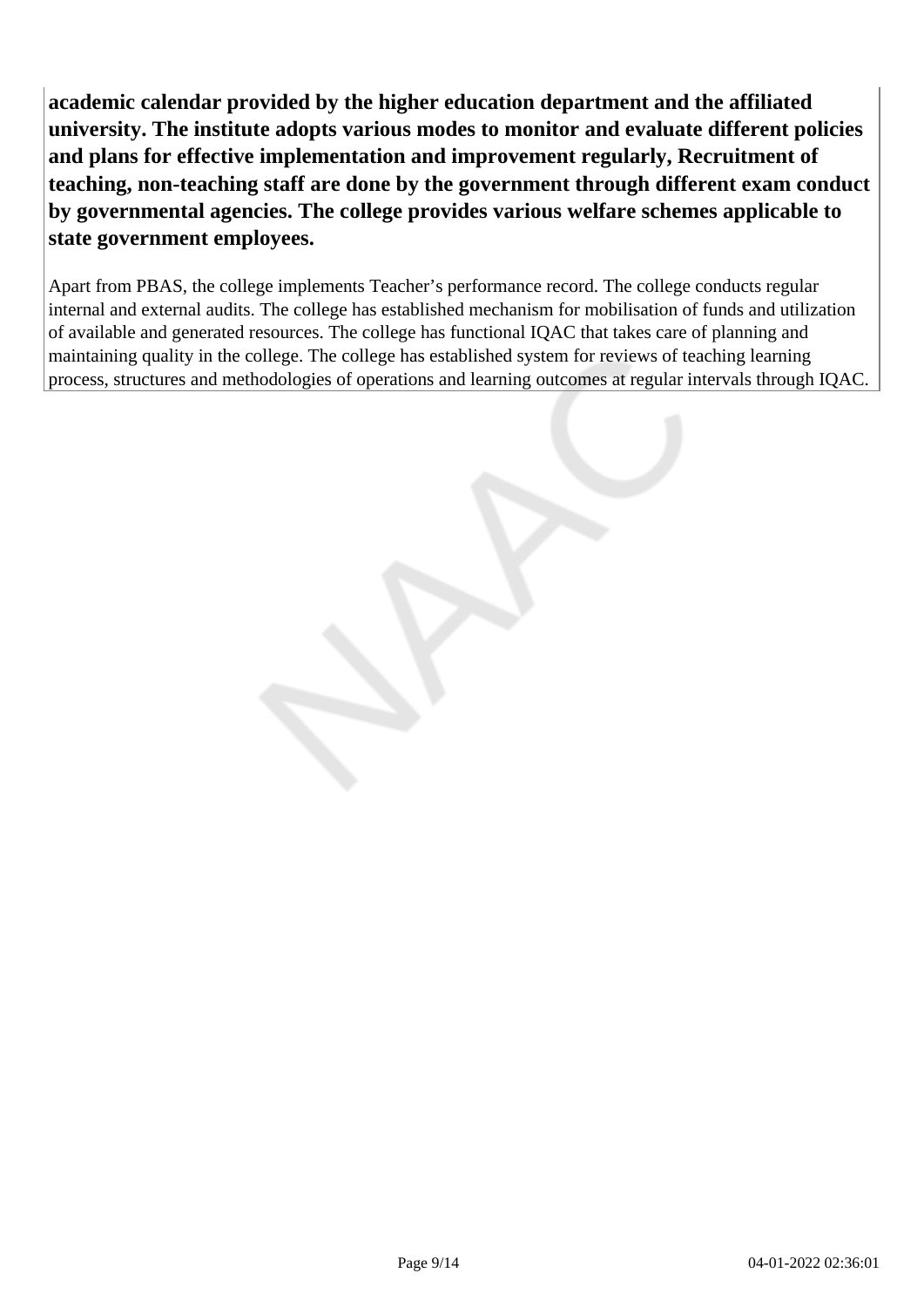**academic calendar provided by the higher education department and the affiliated university. The institute adopts various modes to monitor and evaluate different policies and plans for effective implementation and improvement regularly, Recruitment of teaching, non-teaching staff are done by the government through different exam conduct by governmental agencies. The college provides various welfare schemes applicable to state government employees.**

Apart from PBAS, the college implements Teacher's performance record. The college conducts regular internal and external audits. The college has established mechanism for mobilisation of funds and utilization of available and generated resources. The college has functional IQAC that takes care of planning and maintaining quality in the college. The college has established system for reviews of teaching learning process, structures and methodologies of operations and learning outcomes at regular intervals through IQAC.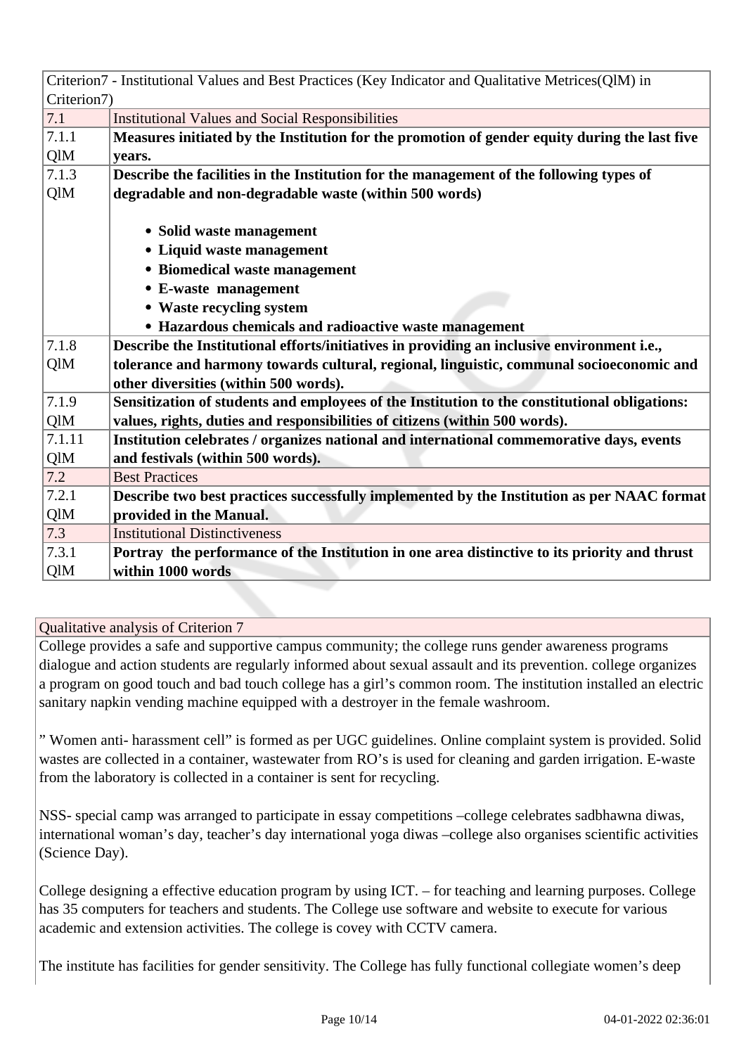| Criterion7 - Institutional Values and Best Practices (Key Indicator and Qualitative Metrices(QlM) in Criterion7) | |
|---|---|
| 7.1 | Institutional Values and Social Responsibilities |
| 7.1.1 QlM | **Measures initiated by the Institution for the promotion of gender equity during the last five years.** |
| 7.1.3 QlM | **Describe the facilities in the Institution for the management of the following types of degradable and non-degradable waste (within 500 words)**<br><br>• **Solid waste management**<br>• **Liquid waste management**<br>• **Biomedical waste management**<br>• **E-waste management**<br>• **Waste recycling system**<br>• **Hazardous chemicals and radioactive waste management** |
| 7.1.8 QlM | **Describe the Institutional efforts/initiatives in providing an inclusive environment i.e., tolerance and harmony towards cultural, regional, linguistic, communal socioeconomic and other diversities (within 500 words).** |
| 7.1.9 QlM | **Sensitization of students and employees of the Institution to the constitutional obligations: values, rights, duties and responsibilities of citizens (within 500 words).** |
| 7.1.11 QlM | **Institution celebrates / organizes national and international commemorative days, events and festivals (within 500 words).** |
| 7.2 | Best Practices |
| 7.2.1 QlM | **Describe two best practices successfully implemented by the Institution as per NAAC format provided in the Manual.** |
| 7.3 | Institutional Distinctiveness |
| 7.3.1 QlM | **Portray the performance of the Institution in one area distinctive to its priority and thrust within 1000 words** |

Qualitative analysis of Criterion 7

College provides a safe and supportive campus community; the college runs gender awareness programs dialogue and action students are regularly informed about sexual assault and its prevention. college organizes a program on good touch and bad touch college has a girl's common room. The institution installed an electric sanitary napkin vending machine equipped with a destroyer in the female washroom.

" Women anti- harassment cell" is formed as per UGC guidelines. Online complaint system is provided. Solid wastes are collected in a container, wastewater from RO's is used for cleaning and garden irrigation. E-waste from the laboratory is collected in a container is sent for recycling.

NSS- special camp was arranged to participate in essay competitions –college celebrates sadbhawna diwas, international woman's day, teacher's day international yoga diwas –college also organises scientific activities (Science Day).

College designing a effective education program by using ICT. – for teaching and learning purposes. College has 35 computers for teachers and students. The College use software and website to execute for various academic and extension activities. The college is covey with CCTV camera.

The institute has facilities for gender sensitivity. The College has fully functional collegiate women's deep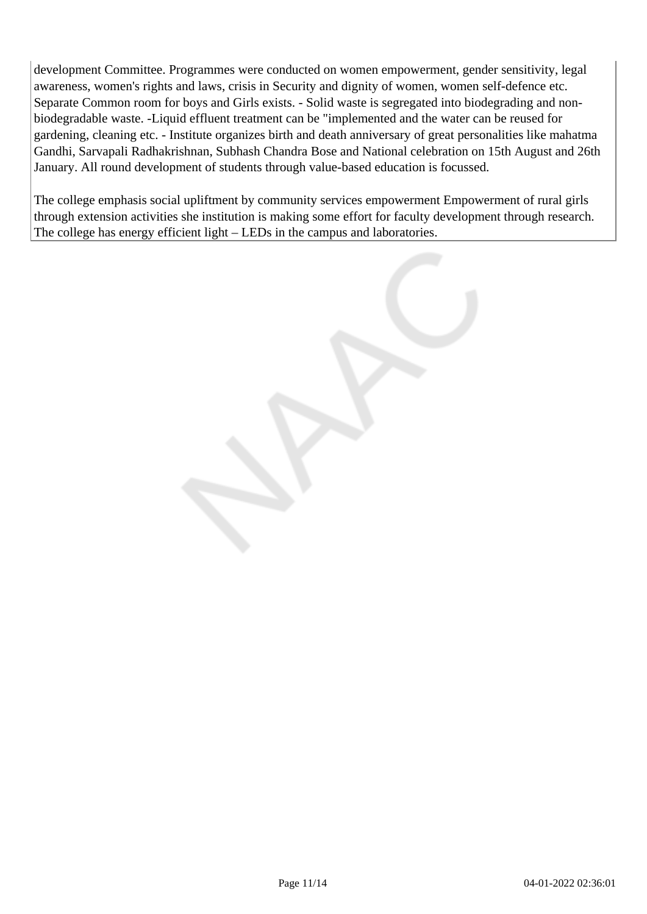development Committee. Programmes were conducted on women empowerment, gender sensitivity, legal awareness, women's rights and laws, crisis in Security and dignity of women, women self-defence etc. Separate Common room for boys and Girls exists. - Solid waste is segregated into biodegrading and non-biodegradable waste. -Liquid effluent treatment can be "implemented and the water can be reused for gardening, cleaning etc. - Institute organizes birth and death anniversary of great personalities like mahatma Gandhi, Sarvapali Radhakrishnan, Subhash Chandra Bose and National celebration on 15th August and 26th January. All round development of students through value-based education is focussed.

The college emphasis social upliftment by community services empowerment Empowerment of rural girls through extension activities she institution is making some effort for faculty development through research. The college has energy efficient light – LEDs in the campus and laboratories.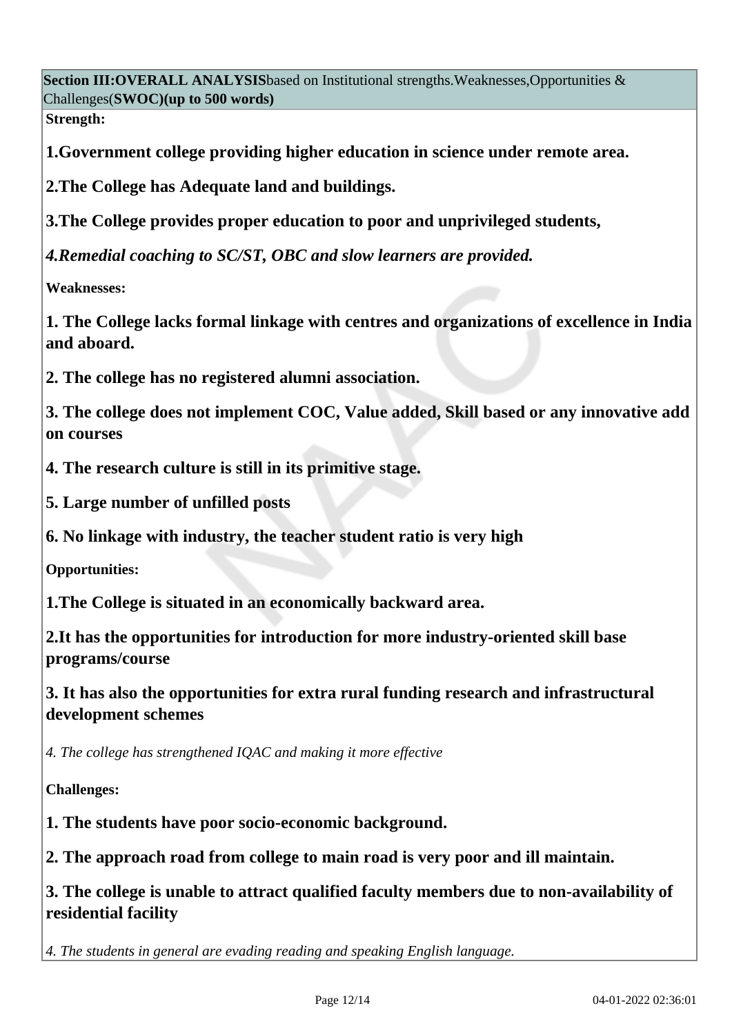**Section III:OVERALL ANALYSIS**based on Institutional strengths.Weaknesses,Opportunities & Challenges(**SWOC)(up to 500 words)**

**Strength:**

**1.Government college providing higher education in science under remote area.**

**2.The College has Adequate land and buildings.**

**3.The College provides proper education to poor and unprivileged students,**

***4.Remedial coaching to SC/ST, OBC and slow learners are provided.***

**Weaknesses:**

**1. The College lacks formal linkage with centres and organizations of excellence in India and aboard.**

**2. The college has no registered alumni association.**

**3. The college does not implement COC, Value added, Skill based or any innovative add on courses**

**4. The research culture is still in its primitive stage.**

**5. Large number of unfilled posts**

**6. No linkage with industry, the teacher student ratio is very high**

**Opportunities:**

**1.The College is situated in an economically backward area.**

**2.It has the opportunities for introduction for more industry-oriented skill base programs/course**

**3. It has also the opportunities for extra rural funding research and infrastructural development schemes**

*4. The college has strengthened IQAC and making it more effective*

**Challenges:**

**1. The students have poor socio-economic background.**

**2. The approach road from college to main road is very poor and ill maintain.**

**3. The college is unable to attract qualified faculty members due to non-availability of residential facility**

*4. The students in general are evading reading and speaking English language.*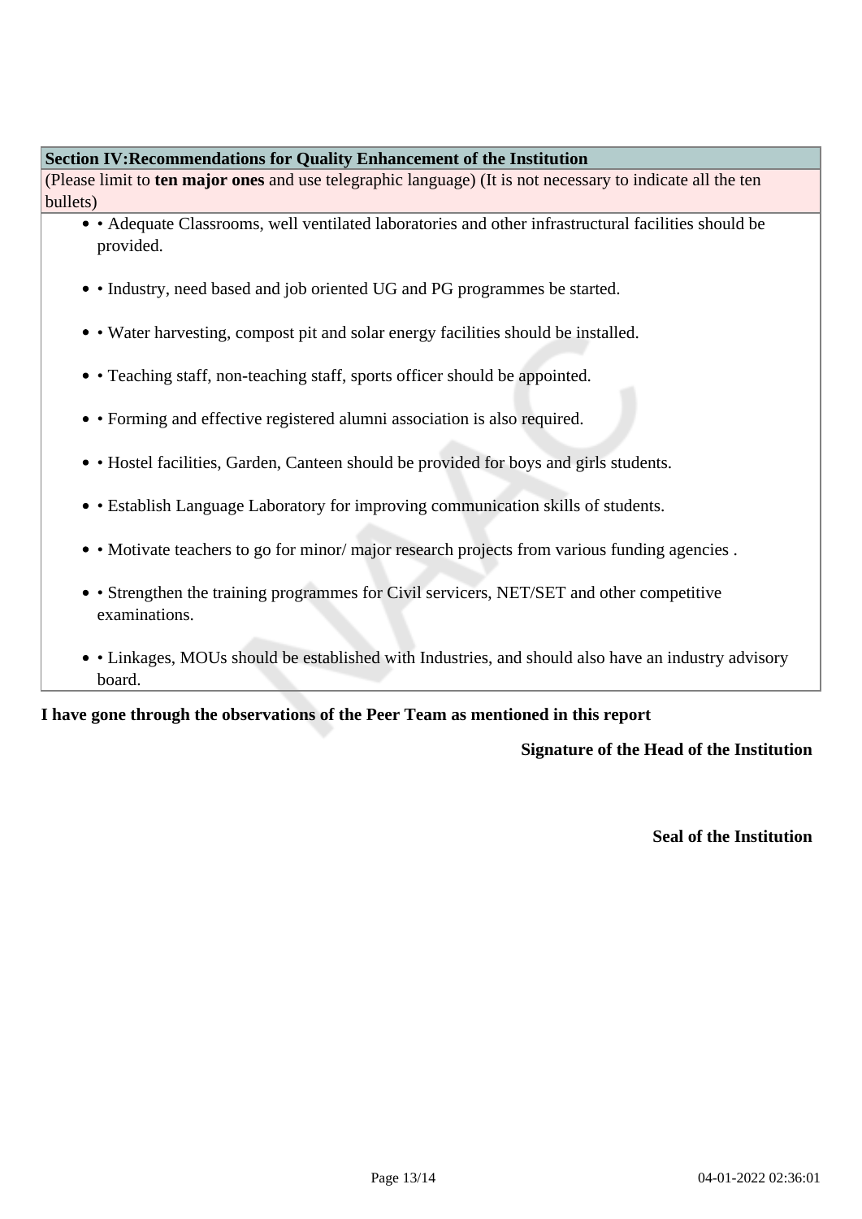| Section IV:Recommendations for Quality Enhancement of the Institution |
| --- |
| (Please limit to **ten major ones** and use telegraphic language) (It is not necessary to indicate all the ten bullets) |

- • Adequate Classrooms, well ventilated laboratories and other infrastructural facilities should be provided.
- • Industry, need based and job oriented UG and PG programmes be started.
- • Water harvesting, compost pit and solar energy facilities should be installed.
- • Teaching staff, non-teaching staff, sports officer should be appointed.
- • Forming and effective registered alumni association is also required.
- • Hostel facilities, Garden, Canteen should be provided for boys and girls students.
- • Establish Language Laboratory for improving communication skills of students.
- • Motivate teachers to go for minor/ major research projects from various funding agencies .
- • Strengthen the training programmes for Civil servicers, NET/SET and other competitive examinations.
- • Linkages, MOUs should be established with Industries, and should also have an industry advisory board.

**I have gone through the observations of the Peer Team as mentioned in this report**

**Signature of the Head of the Institution**

**Seal of the Institution**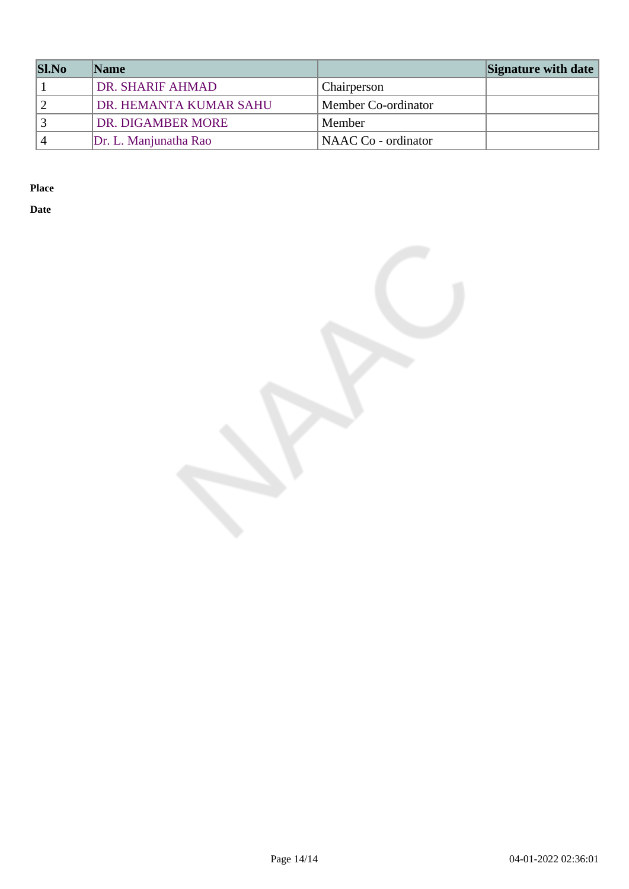| Sl.No | Name | | Signature with date |
|---|---|---|---|
| 1 | DR. SHARIF AHMAD | Chairperson | |
| 2 | DR. HEMANTA KUMAR SAHU | Member Co-ordinator | |
| 3 | DR. DIGAMBER MORE | Member | |
| 4 | Dr. L. Manjunatha Rao | NAAC Co - ordinator | |

**Place**

**Date**